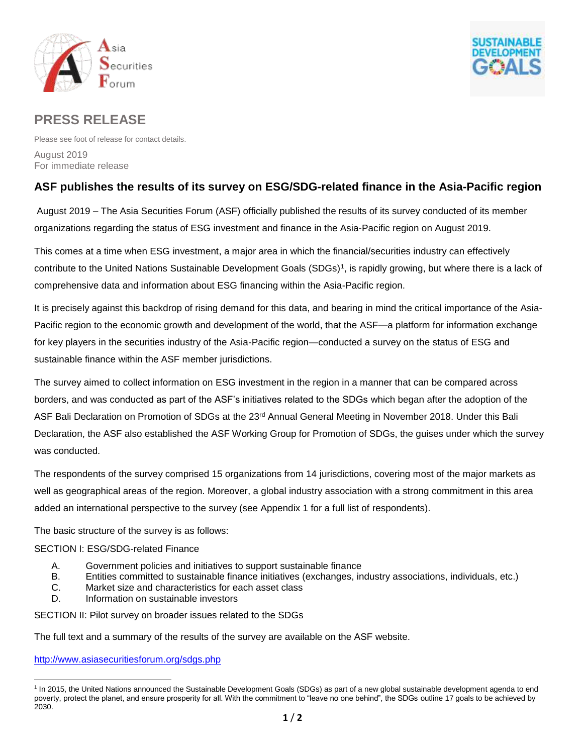# PRESS RELEASE

Please see foot of release for contact details.

August 2019
For immediate release

## ASF publishes the results of its survey on ESG/SDG-related finance in the Asia-Pacific region

August 2019 – The Asia Securities Forum (ASF) officially published the results of its survey conducted of its member organizations regarding the status of ESG investment and finance in the Asia-Pacific region on August 2019.

This comes at a time when ESG investment, a major area in which the financial/securities industry can effectively contribute to the United Nations Sustainable Development Goals (SDGs)[1], is rapidly growing, but where there is a lack of comprehensive data and information about ESG financing within the Asia-Pacific region.

It is precisely against this backdrop of rising demand for this data, and bearing in mind the critical importance of the Asia-Pacific region to the economic growth and development of the world, that the ASF—a platform for information exchange for key players in the securities industry of the Asia-Pacific region—conducted a survey on the status of ESG and sustainable finance within the ASF member jurisdictions.

The survey aimed to collect information on ESG investment in the region in a manner that can be compared across borders, and was conducted as part of the ASF's initiatives related to the SDGs which began after the adoption of the ASF Bali Declaration on Promotion of SDGs at the 23rd Annual General Meeting in November 2018. Under this Bali Declaration, the ASF also established the ASF Working Group for Promotion of SDGs, the guises under which the survey was conducted.

The respondents of the survey comprised 15 organizations from 14 jurisdictions, covering most of the major markets as well as geographical areas of the region. Moreover, a global industry association with a strong commitment in this area added an international perspective to the survey (see Appendix 1 for a full list of respondents).

The basic structure of the survey is as follows:

SECTION I: ESG/SDG-related Finance

A. Government policies and initiatives to support sustainable finance
B. Entities committed to sustainable finance initiatives (exchanges, industry associations, individuals, etc.)
C. Market size and characteristics for each asset class
D. Information on sustainable investors

SECTION II: Pilot survey on broader issues related to the SDGs

The full text and a summary of the results of the survey are available on the ASF website.

http://www.asiasecuritiesforum.org/sdgs.php

[1] In 2015, the United Nations announced the Sustainable Development Goals (SDGs) as part of a new global sustainable development agenda to end poverty, protect the planet, and ensure prosperity for all. With the commitment to "leave no one behind", the SDGs outline 17 goals to be achieved by 2030.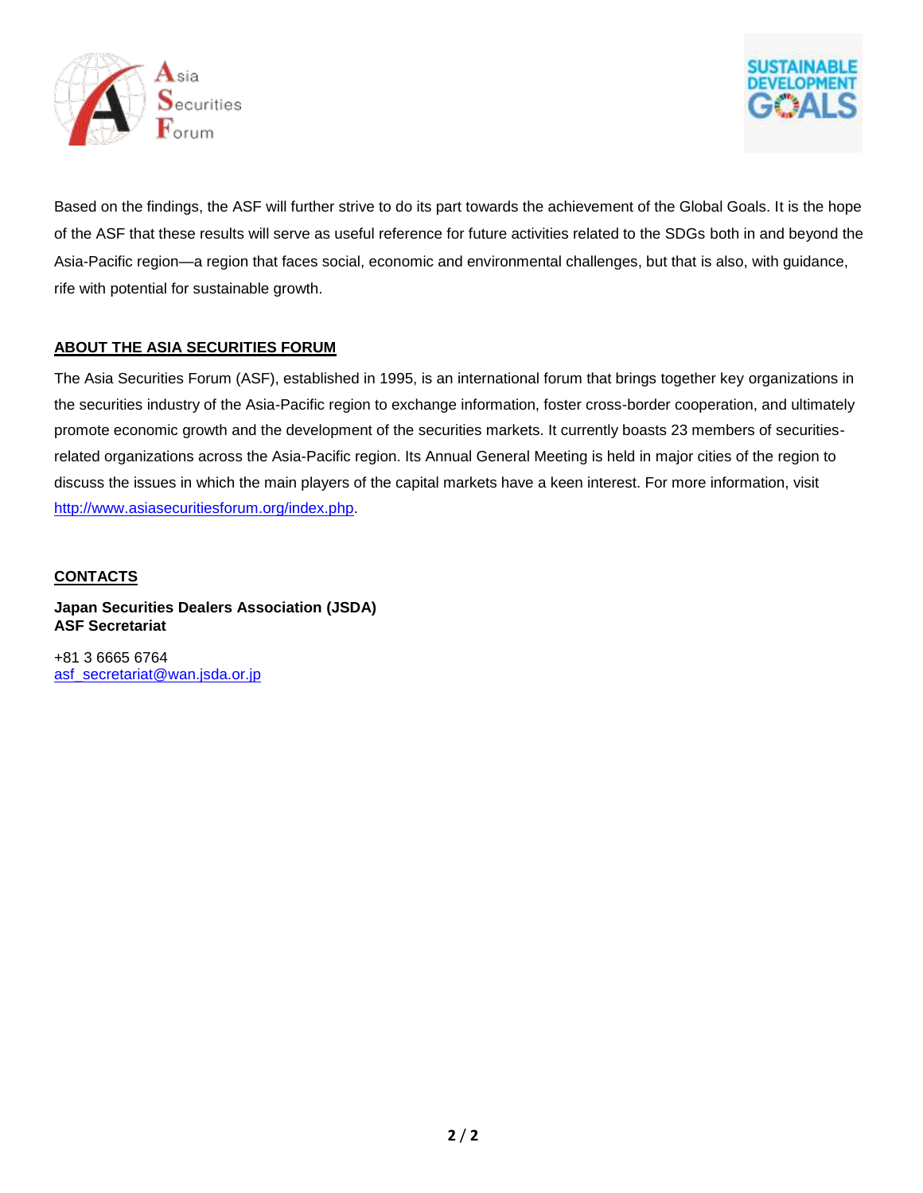Based on the findings, the ASF will further strive to do its part towards the achievement of the Global Goals. It is the hope of the ASF that these results will serve as useful reference for future activities related to the SDGs both in and beyond the Asia-Pacific region—a region that faces social, economic and environmental challenges, but that is also, with guidance, rife with potential for sustainable growth.

## ABOUT THE ASIA SECURITIES FORUM

The Asia Securities Forum (ASF), established in 1995, is an international forum that brings together key organizations in the securities industry of the Asia-Pacific region to exchange information, foster cross-border cooperation, and ultimately promote economic growth and the development of the securities markets. It currently boasts 23 members of securities-related organizations across the Asia-Pacific region. Its Annual General Meeting is held in major cities of the region to discuss the issues in which the main players of the capital markets have a keen interest. For more information, visit http://www.asiasecuritiesforum.org/index.php.

## CONTACTS

**Japan Securities Dealers Association (JSDA)**
**ASF Secretariat**

+81 3 6665 6764
asf_secretariat@wan.jsda.or.jp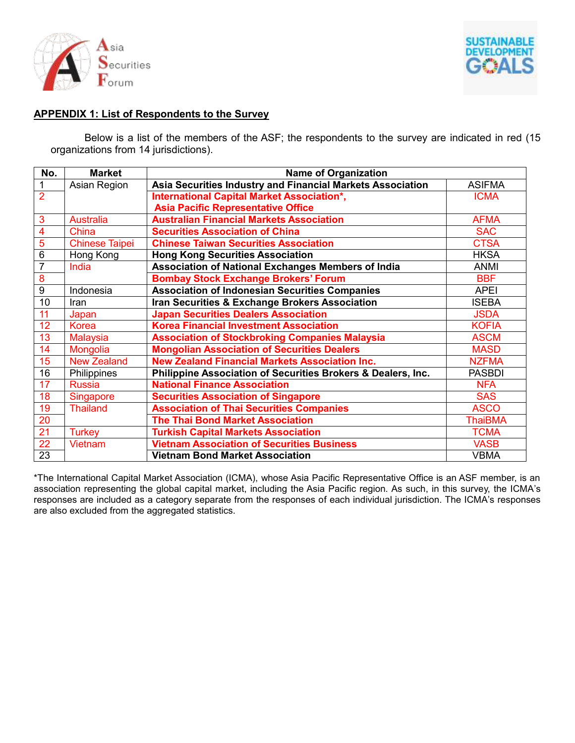## APPENDIX 1: List of Respondents to the Survey

Below is a list of the members of the ASF; the respondents to the survey are indicated in red (15 organizations from 14 jurisdictions).

| No. | Market | Name of Organization | |
|---|---|---|---|
| 1 | Asian Region | **Asia Securities Industry and Financial Markets Association** | ASIFMA |
| 2 | | **International Capital Market Association*, Asia Pacific Representative Office** | ICMA |
| 3 | Australia | **Australian Financial Markets Association** | AFMA |
| 4 | China | **Securities Association of China** | SAC |
| 5 | Chinese Taipei | **Chinese Taiwan Securities Association** | CTSA |
| 6 | Hong Kong | **Hong Kong Securities Association** | HKSA |
| 7 | India | **Association of National Exchanges Members of India** | ANMI |
| 8 | | **Bombay Stock Exchange Brokers' Forum** | BBF |
| 9 | Indonesia | **Association of Indonesian Securities Companies** | APEI |
| 10 | Iran | **Iran Securities & Exchange Brokers Association** | ISEBA |
| 11 | Japan | **Japan Securities Dealers Association** | JSDA |
| 12 | Korea | **Korea Financial Investment Association** | KOFIA |
| 13 | Malaysia | **Association of Stockbroking Companies Malaysia** | ASCM |
| 14 | Mongolia | **Mongolian Association of Securities Dealers** | MASD |
| 15 | New Zealand | **New Zealand Financial Markets Association Inc.** | NZFMA |
| 16 | Philippines | **Philippine Association of Securities Brokers & Dealers, Inc.** | PASBDI |
| 17 | Russia | **National Finance Association** | NFA |
| 18 | Singapore | **Securities Association of Singapore** | SAS |
| 19 | Thailand | **Association of Thai Securities Companies** | ASCO |
| 20 | | **The Thai Bond Market Association** | ThaiBMA |
| 21 | Turkey | **Turkish Capital Markets Association** | TCMA |
| 22 | Vietnam | **Vietnam Association of Securities Business** | VASB |
| 23 | | **Vietnam Bond Market Association** | VBMA |

*The International Capital Market Association (ICMA), whose Asia Pacific Representative Office is an ASF member, is an association representing the global capital market, including the Asia Pacific region. As such, in this survey, the ICMA's responses are included as a category separate from the responses of each individual jurisdiction. The ICMA's responses are also excluded from the aggregated statistics.